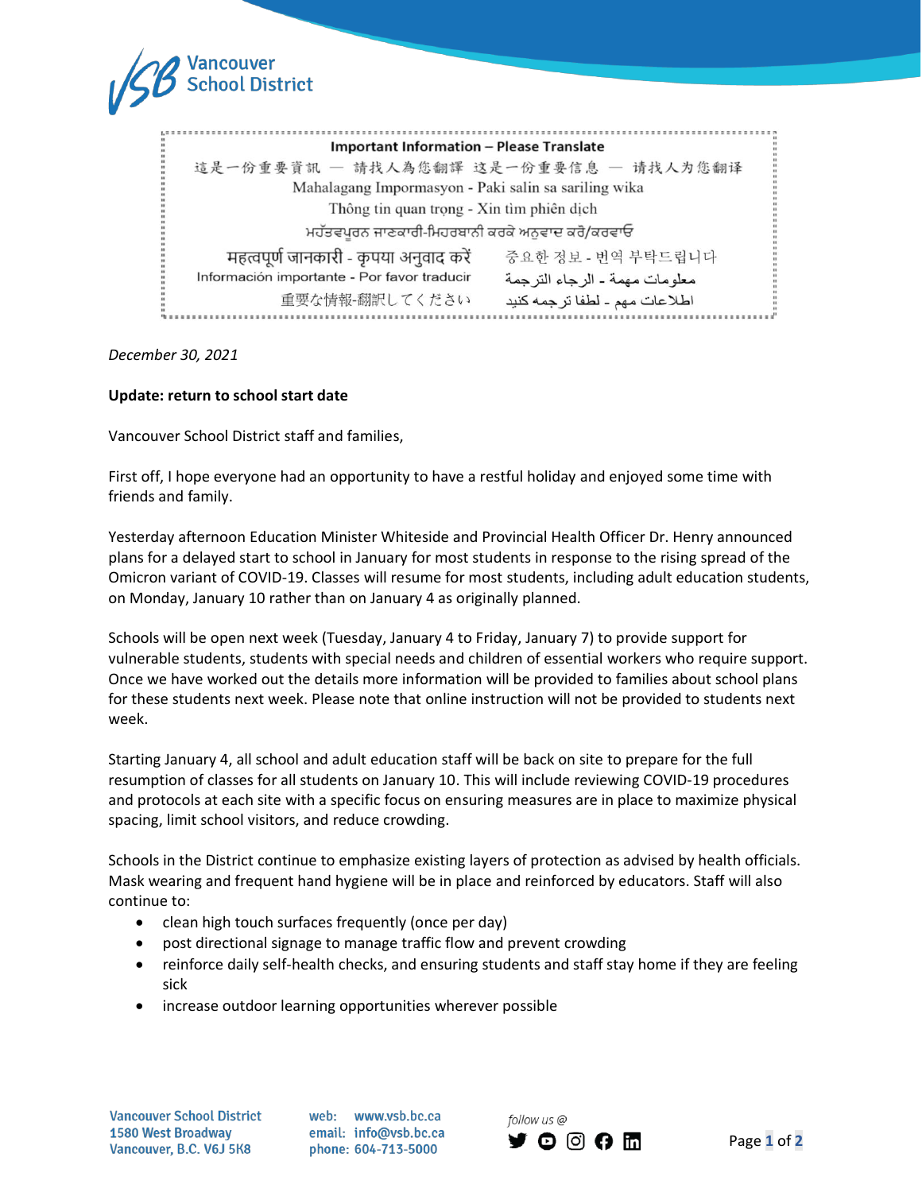Vancouver School District

**Important Information – Please Translate**

這是一份重要資訊 — 請找人為您翻譯 这是一份重要信息 — 请找人为您翻译

Mahalagang Impormasyon - Paki salin sa sariling wika

Thông tin quan trọng - Xin tìm phiên dịch

ਮਹੱਤਵਪੂਰਨ ਜਾਣਕਾਰੀ-ਮਿਹਰਬਾਨੀ ਕਰਕੇ ਅਨੁਵਾਦ ਕਰੋ/ਕਰਵਾਓ

महत्वपूर्ण जानकारी - कृपया अनुवाद करें

중요한 정보 - 번역 부탁드립니다

Información importante - Por favor traducir

معلومات مهمة - الرجاء الترجمة

重要な情報-翻訳してください

اطلاعات مهم - لطفا ترجمه کنید

*December 30, 2021*

**Update: return to school start date**

Vancouver School District staff and families,

First off, I hope everyone had an opportunity to have a restful holiday and enjoyed some time with friends and family.

Yesterday afternoon Education Minister Whiteside and Provincial Health Officer Dr. Henry announced plans for a delayed start to school in January for most students in response to the rising spread of the Omicron variant of COVID-19. Classes will resume for most students, including adult education students, on Monday, January 10 rather than on January 4 as originally planned.

Schools will be open next week (Tuesday, January 4 to Friday, January 7) to provide support for vulnerable students, students with special needs and children of essential workers who require support. Once we have worked out the details more information will be provided to families about school plans for these students next week. Please note that online instruction will not be provided to students next week.

Starting January 4, all school and adult education staff will be back on site to prepare for the full resumption of classes for all students on January 10. This will include reviewing COVID-19 procedures and protocols at each site with a specific focus on ensuring measures are in place to maximize physical spacing, limit school visitors, and reduce crowding.

Schools in the District continue to emphasize existing layers of protection as advised by health officials. Mask wearing and frequent hand hygiene will be in place and reinforced by educators. Staff will also continue to:

- clean high touch surfaces frequently (once per day)
- post directional signage to manage traffic flow and prevent crowding
- reinforce daily self-health checks, and ensuring students and staff stay home if they are feeling sick
- increase outdoor learning opportunities wherever possible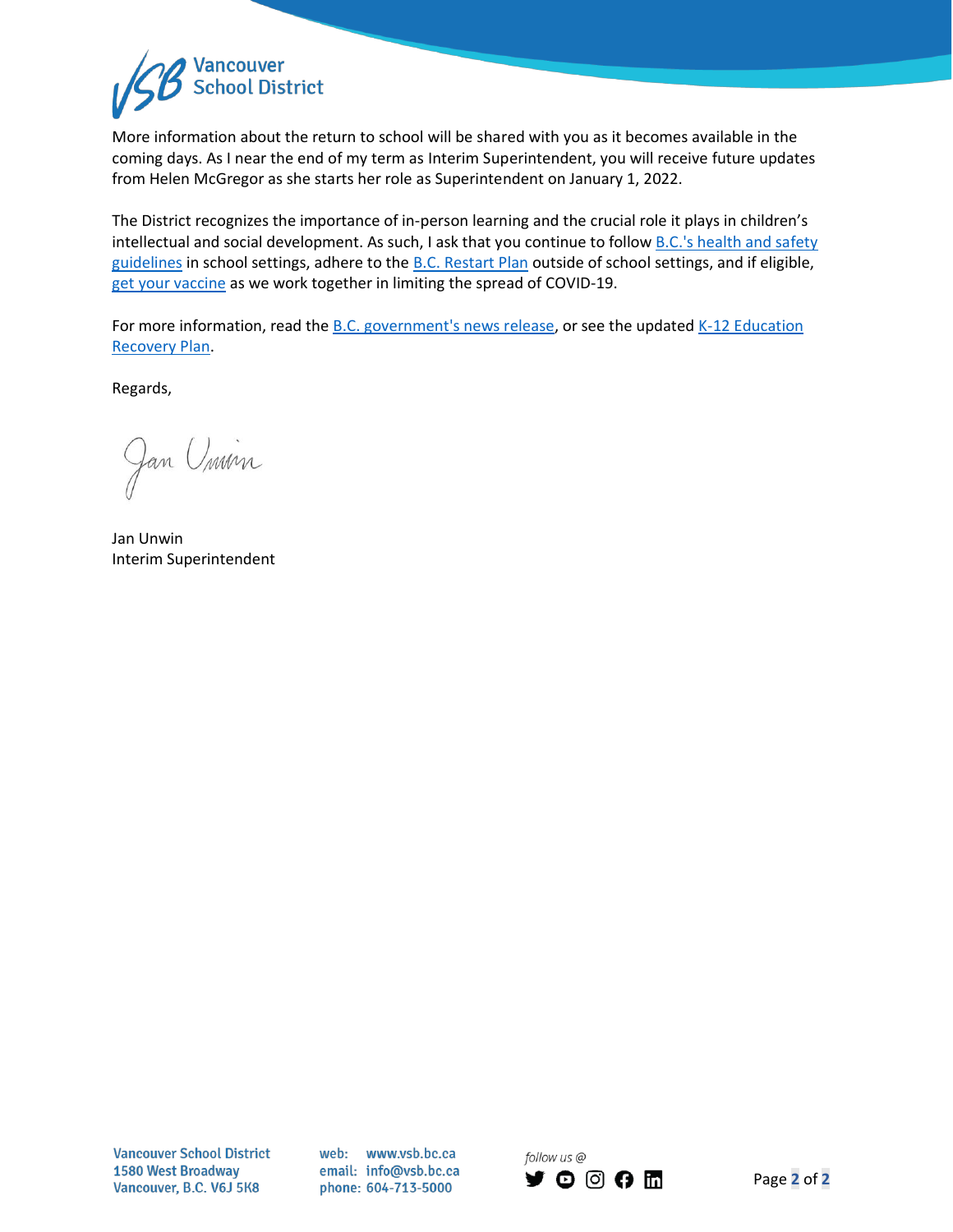More information about the return to school will be shared with you as it becomes available in the coming days. As I near the end of my term as Interim Superintendent, you will receive future updates from Helen McGregor as she starts her role as Superintendent on January 1, 2022.

The District recognizes the importance of in-person learning and the crucial role it plays in children's intellectual and social development. As such, I ask that you continue to follow B.C.'s health and safety guidelines in school settings, adhere to the B.C. Restart Plan outside of school settings, and if eligible, get your vaccine as we work together in limiting the spread of COVID-19.

For more information, read the B.C. government's news release, or see the updated K-12 Education Recovery Plan.

Regards,

Jan Unwin

Jan Unwin
Interim Superintendent